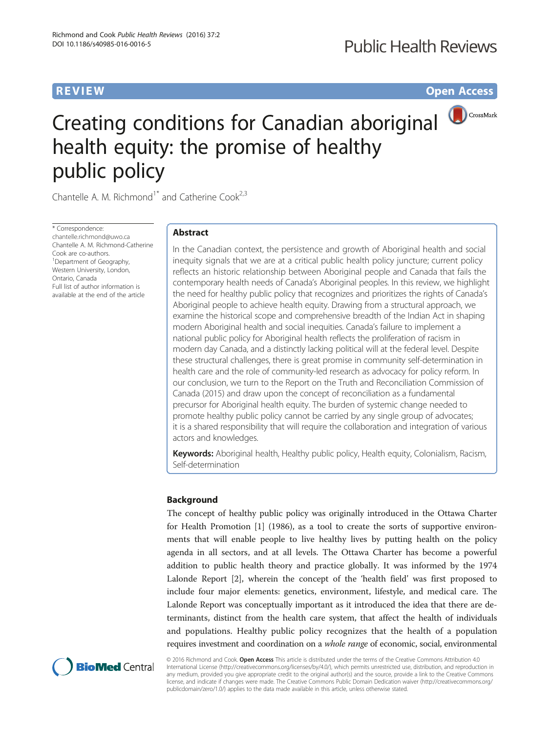**REVIEW** **Open Access**

# Creating conditions for Canadian aboriginal health equity: the promise of healthy public policy

Chantelle A. M. Richmond[1*] and Catherine Cook[2,3]

\* Correspondence: chantelle.richmond@uwo.ca
Chantelle A. M. Richmond-Catherine Cook are co-authors.
[1]Department of Geography, Western University, London, Ontario, Canada
Full list of author information is available at the end of the article

## Abstract

In the Canadian context, the persistence and growth of Aboriginal health and social inequity signals that we are at a critical public health policy juncture; current policy reflects an historic relationship between Aboriginal people and Canada that fails the contemporary health needs of Canada's Aboriginal peoples. In this review, we highlight the need for healthy public policy that recognizes and prioritizes the rights of Canada's Aboriginal people to achieve health equity. Drawing from a structural approach, we examine the historical scope and comprehensive breadth of the Indian Act in shaping modern Aboriginal health and social inequities. Canada's failure to implement a national public policy for Aboriginal health reflects the proliferation of racism in modern day Canada, and a distinctly lacking political will at the federal level. Despite these structural challenges, there is great promise in community self-determination in health care and the role of community-led research as advocacy for policy reform. In our conclusion, we turn to the Report on the Truth and Reconciliation Commission of Canada (2015) and draw upon the concept of reconciliation as a fundamental precursor for Aboriginal health equity. The burden of systemic change needed to promote healthy public policy cannot be carried by any single group of advocates; it is a shared responsibility that will require the collaboration and integration of various actors and knowledges.

**Keywords:** Aboriginal health, Healthy public policy, Health equity, Colonialism, Racism, Self-determination

## Background

The concept of healthy public policy was originally introduced in the Ottawa Charter for Health Promotion [1] (1986), as a tool to create the sorts of supportive environments that will enable people to live healthy lives by putting health on the policy agenda in all sectors, and at all levels. The Ottawa Charter has become a powerful addition to public health theory and practice globally. It was informed by the 1974 Lalonde Report [2], wherein the concept of the 'health field' was first proposed to include four major elements: genetics, environment, lifestyle, and medical care. The Lalonde Report was conceptually important as it introduced the idea that there are determinants, distinct from the health care system, that affect the health of individuals and populations. Healthy public policy recognizes that the health of a population requires investment and coordination on a *whole range* of economic, social, environmental

© 2016 Richmond and Cook. **Open Access** This article is distributed under the terms of the Creative Commons Attribution 4.0 International License (http://creativecommons.org/licenses/by/4.0/), which permits unrestricted use, distribution, and reproduction in any medium, provided you give appropriate credit to the original author(s) and the source, provide a link to the Creative Commons license, and indicate if changes were made. The Creative Commons Public Domain Dedication waiver (http://creativecommons.org/publicdomain/zero/1.0/) applies to the data made available in this article, unless otherwise stated.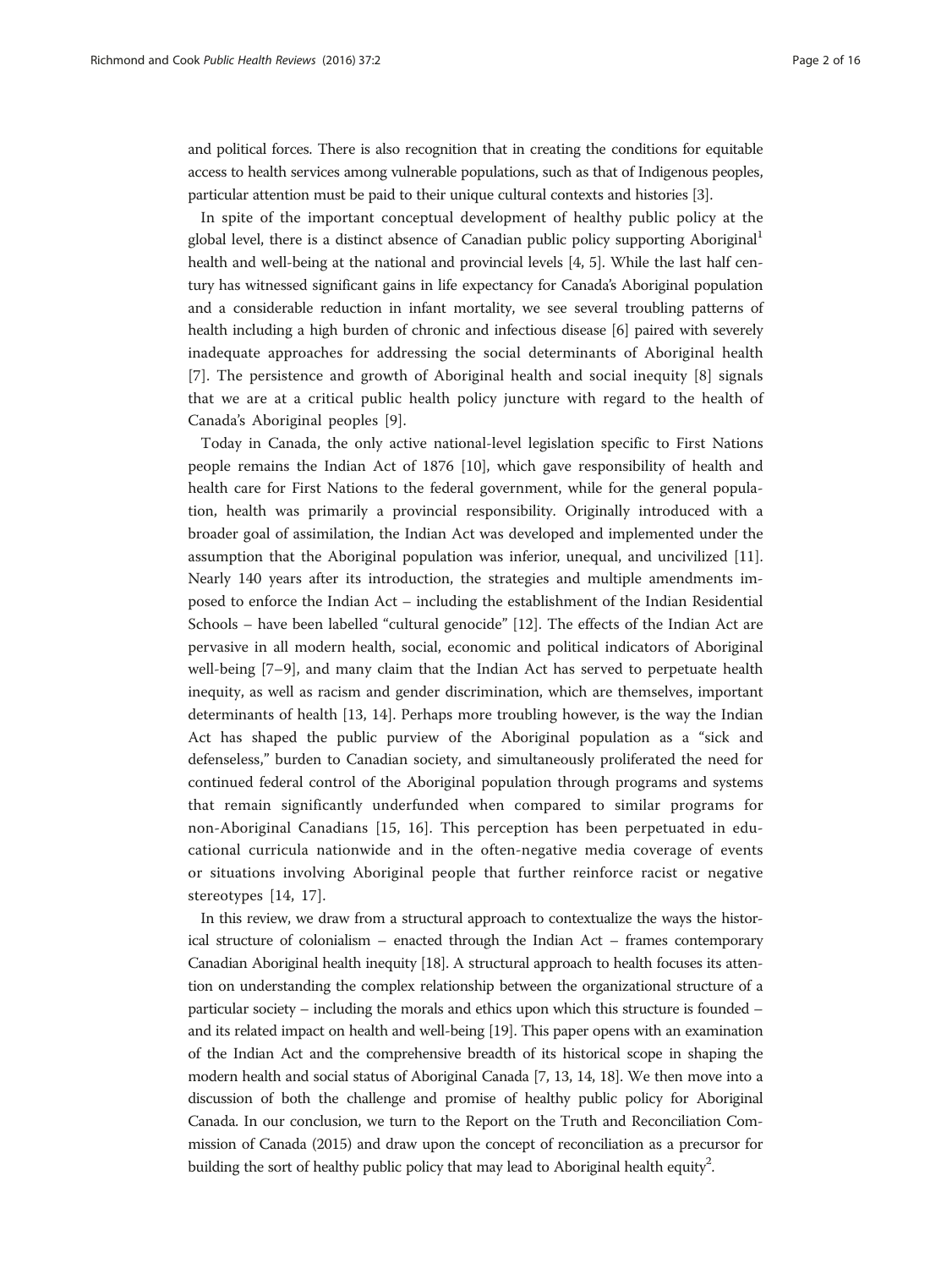and political forces. There is also recognition that in creating the conditions for equitable access to health services among vulnerable populations, such as that of Indigenous peoples, particular attention must be paid to their unique cultural contexts and histories [3].

In spite of the important conceptual development of healthy public policy at the global level, there is a distinct absence of Canadian public policy supporting Aboriginal[1] health and well-being at the national and provincial levels [4, 5]. While the last half century has witnessed significant gains in life expectancy for Canada's Aboriginal population and a considerable reduction in infant mortality, we see several troubling patterns of health including a high burden of chronic and infectious disease [6] paired with severely inadequate approaches for addressing the social determinants of Aboriginal health [7]. The persistence and growth of Aboriginal health and social inequity [8] signals that we are at a critical public health policy juncture with regard to the health of Canada's Aboriginal peoples [9].

Today in Canada, the only active national-level legislation specific to First Nations people remains the Indian Act of 1876 [10], which gave responsibility of health and health care for First Nations to the federal government, while for the general population, health was primarily a provincial responsibility. Originally introduced with a broader goal of assimilation, the Indian Act was developed and implemented under the assumption that the Aboriginal population was inferior, unequal, and uncivilized [11]. Nearly 140 years after its introduction, the strategies and multiple amendments imposed to enforce the Indian Act – including the establishment of the Indian Residential Schools – have been labelled "cultural genocide" [12]. The effects of the Indian Act are pervasive in all modern health, social, economic and political indicators of Aboriginal well-being [7–9], and many claim that the Indian Act has served to perpetuate health inequity, as well as racism and gender discrimination, which are themselves, important determinants of health [13, 14]. Perhaps more troubling however, is the way the Indian Act has shaped the public purview of the Aboriginal population as a "sick and defenseless," burden to Canadian society, and simultaneously proliferated the need for continued federal control of the Aboriginal population through programs and systems that remain significantly underfunded when compared to similar programs for non-Aboriginal Canadians [15, 16]. This perception has been perpetuated in educational curricula nationwide and in the often-negative media coverage of events or situations involving Aboriginal people that further reinforce racist or negative stereotypes [14, 17].

In this review, we draw from a structural approach to contextualize the ways the historical structure of colonialism – enacted through the Indian Act – frames contemporary Canadian Aboriginal health inequity [18]. A structural approach to health focuses its attention on understanding the complex relationship between the organizational structure of a particular society – including the morals and ethics upon which this structure is founded – and its related impact on health and well-being [19]. This paper opens with an examination of the Indian Act and the comprehensive breadth of its historical scope in shaping the modern health and social status of Aboriginal Canada [7, 13, 14, 18]. We then move into a discussion of both the challenge and promise of healthy public policy for Aboriginal Canada. In our conclusion, we turn to the Report on the Truth and Reconciliation Commission of Canada (2015) and draw upon the concept of reconciliation as a precursor for building the sort of healthy public policy that may lead to Aboriginal health equity[2].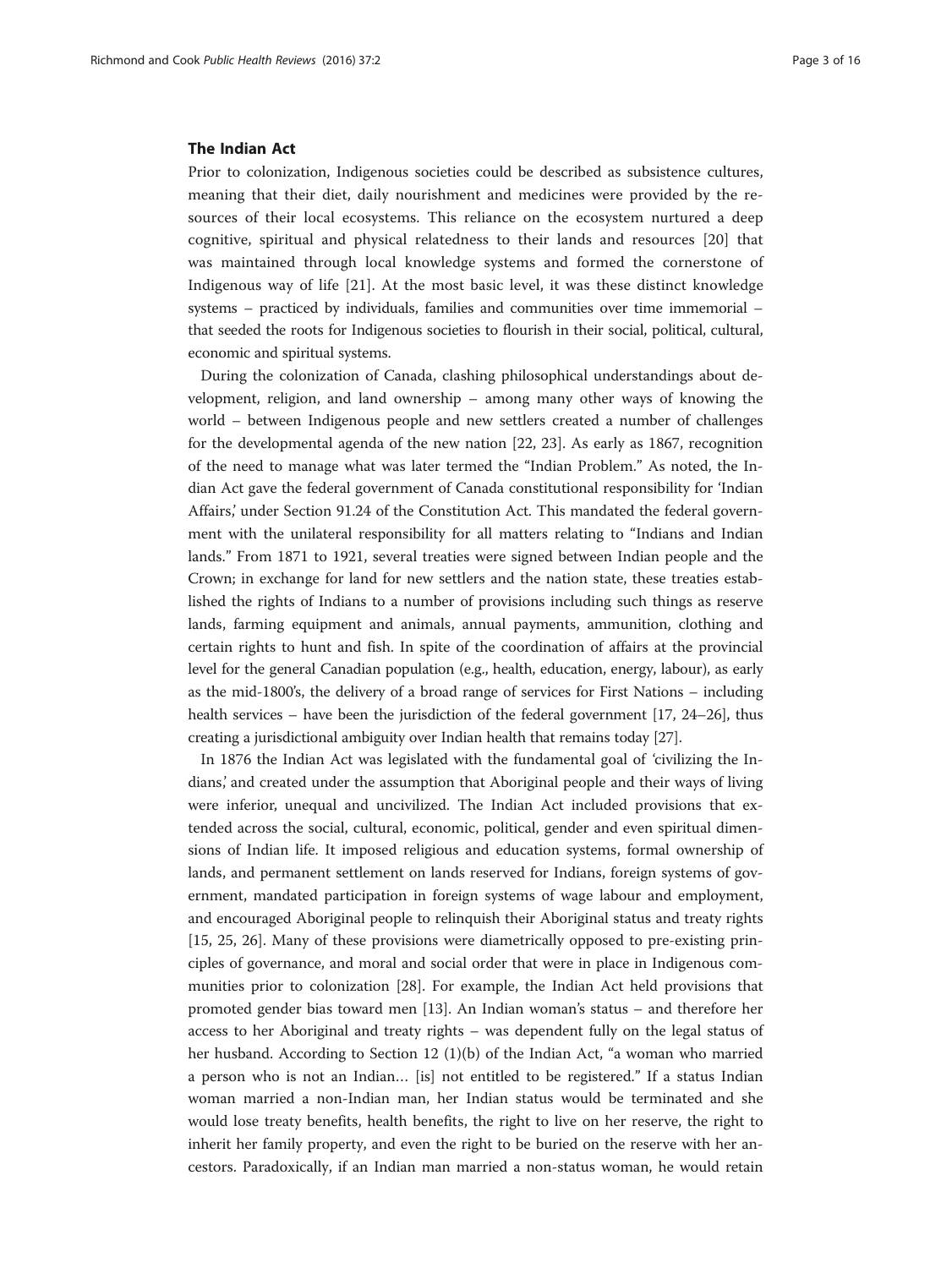### The Indian Act

Prior to colonization, Indigenous societies could be described as subsistence cultures, meaning that their diet, daily nourishment and medicines were provided by the resources of their local ecosystems. This reliance on the ecosystem nurtured a deep cognitive, spiritual and physical relatedness to their lands and resources [20] that was maintained through local knowledge systems and formed the cornerstone of Indigenous way of life [21]. At the most basic level, it was these distinct knowledge systems – practiced by individuals, families and communities over time immemorial – that seeded the roots for Indigenous societies to flourish in their social, political, cultural, economic and spiritual systems.

During the colonization of Canada, clashing philosophical understandings about development, religion, and land ownership – among many other ways of knowing the world – between Indigenous people and new settlers created a number of challenges for the developmental agenda of the new nation [22, 23]. As early as 1867, recognition of the need to manage what was later termed the "Indian Problem." As noted, the Indian Act gave the federal government of Canada constitutional responsibility for 'Indian Affairs,' under Section 91.24 of the Constitution Act. This mandated the federal government with the unilateral responsibility for all matters relating to "Indians and Indian lands." From 1871 to 1921, several treaties were signed between Indian people and the Crown; in exchange for land for new settlers and the nation state, these treaties established the rights of Indians to a number of provisions including such things as reserve lands, farming equipment and animals, annual payments, ammunition, clothing and certain rights to hunt and fish. In spite of the coordination of affairs at the provincial level for the general Canadian population (e.g., health, education, energy, labour), as early as the mid-1800's, the delivery of a broad range of services for First Nations – including health services – have been the jurisdiction of the federal government [17, 24–26], thus creating a jurisdictional ambiguity over Indian health that remains today [27].

In 1876 the Indian Act was legislated with the fundamental goal of 'civilizing the Indians,' and created under the assumption that Aboriginal people and their ways of living were inferior, unequal and uncivilized. The Indian Act included provisions that extended across the social, cultural, economic, political, gender and even spiritual dimensions of Indian life. It imposed religious and education systems, formal ownership of lands, and permanent settlement on lands reserved for Indians, foreign systems of government, mandated participation in foreign systems of wage labour and employment, and encouraged Aboriginal people to relinquish their Aboriginal status and treaty rights [15, 25, 26]. Many of these provisions were diametrically opposed to pre-existing principles of governance, and moral and social order that were in place in Indigenous communities prior to colonization [28]. For example, the Indian Act held provisions that promoted gender bias toward men [13]. An Indian woman's status – and therefore her access to her Aboriginal and treaty rights – was dependent fully on the legal status of her husband. According to Section 12 (1)(b) of the Indian Act, "a woman who married a person who is not an Indian… [is] not entitled to be registered." If a status Indian woman married a non-Indian man, her Indian status would be terminated and she would lose treaty benefits, health benefits, the right to live on her reserve, the right to inherit her family property, and even the right to be buried on the reserve with her ancestors. Paradoxically, if an Indian man married a non-status woman, he would retain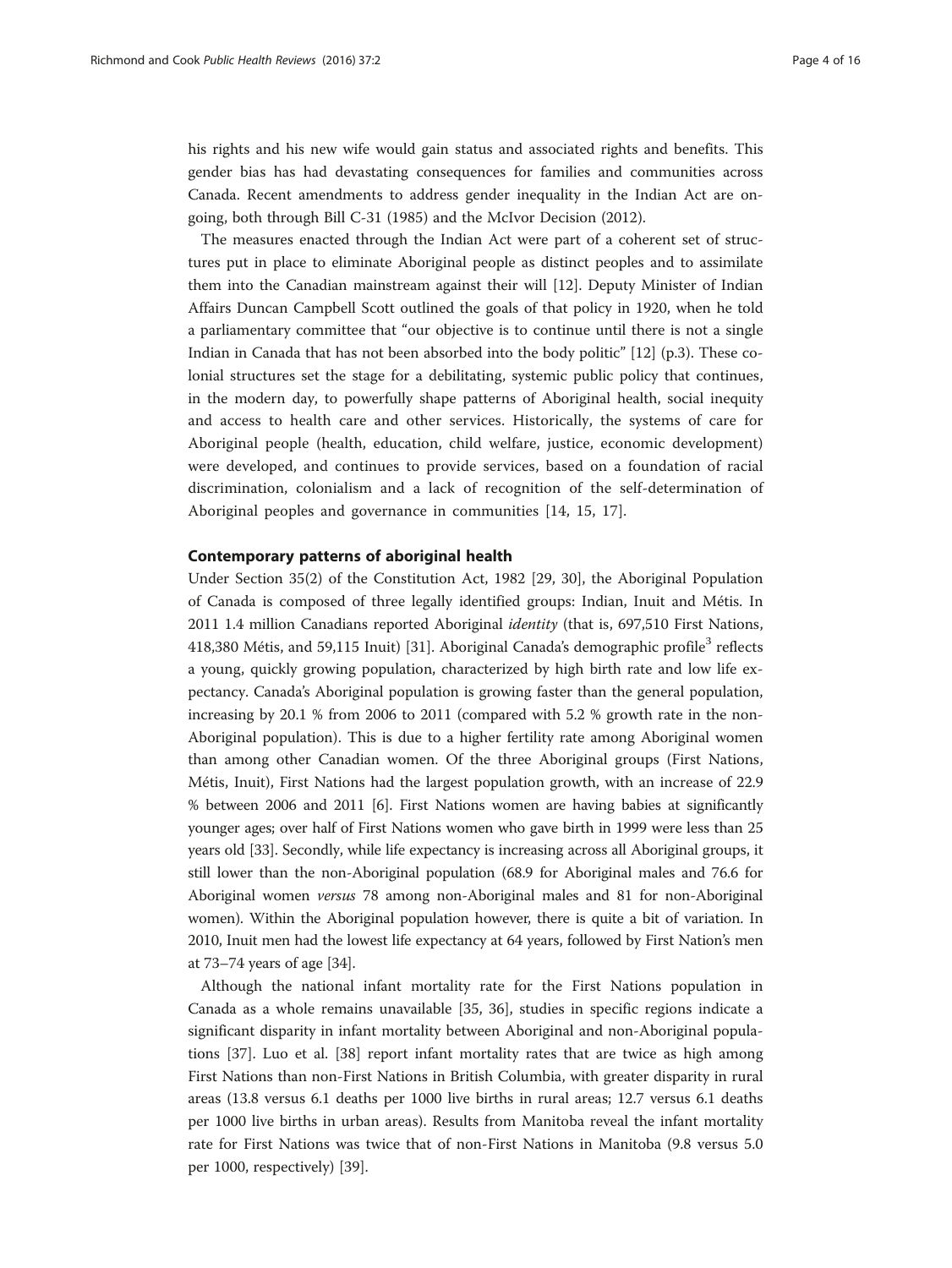his rights and his new wife would gain status and associated rights and benefits. This gender bias has had devastating consequences for families and communities across Canada. Recent amendments to address gender inequality in the Indian Act are ongoing, both through Bill C-31 (1985) and the McIvor Decision (2012).

The measures enacted through the Indian Act were part of a coherent set of structures put in place to eliminate Aboriginal people as distinct peoples and to assimilate them into the Canadian mainstream against their will [12]. Deputy Minister of Indian Affairs Duncan Campbell Scott outlined the goals of that policy in 1920, when he told a parliamentary committee that "our objective is to continue until there is not a single Indian in Canada that has not been absorbed into the body politic" [12] (p.3). These colonial structures set the stage for a debilitating, systemic public policy that continues, in the modern day, to powerfully shape patterns of Aboriginal health, social inequity and access to health care and other services. Historically, the systems of care for Aboriginal people (health, education, child welfare, justice, economic development) were developed, and continues to provide services, based on a foundation of racial discrimination, colonialism and a lack of recognition of the self-determination of Aboriginal peoples and governance in communities [14, 15, 17].

## Contemporary patterns of aboriginal health

Under Section 35(2) of the Constitution Act, 1982 [29, 30], the Aboriginal Population of Canada is composed of three legally identified groups: Indian, Inuit and Métis. In 2011 1.4 million Canadians reported Aboriginal *identity* (that is, 697,510 First Nations, 418,380 Métis, and 59,115 Inuit) [31]. Aboriginal Canada's demographic profile[3] reflects a young, quickly growing population, characterized by high birth rate and low life expectancy. Canada's Aboriginal population is growing faster than the general population, increasing by 20.1 % from 2006 to 2011 (compared with 5.2 % growth rate in the non-Aboriginal population). This is due to a higher fertility rate among Aboriginal women than among other Canadian women. Of the three Aboriginal groups (First Nations, Métis, Inuit), First Nations had the largest population growth, with an increase of 22.9 % between 2006 and 2011 [6]. First Nations women are having babies at significantly younger ages; over half of First Nations women who gave birth in 1999 were less than 25 years old [33]. Secondly, while life expectancy is increasing across all Aboriginal groups, it still lower than the non-Aboriginal population (68.9 for Aboriginal males and 76.6 for Aboriginal women *versus* 78 among non-Aboriginal males and 81 for non-Aboriginal women). Within the Aboriginal population however, there is quite a bit of variation. In 2010, Inuit men had the lowest life expectancy at 64 years, followed by First Nation's men at 73–74 years of age [34].

Although the national infant mortality rate for the First Nations population in Canada as a whole remains unavailable [35, 36], studies in specific regions indicate a significant disparity in infant mortality between Aboriginal and non-Aboriginal populations [37]. Luo et al. [38] report infant mortality rates that are twice as high among First Nations than non-First Nations in British Columbia, with greater disparity in rural areas (13.8 versus 6.1 deaths per 1000 live births in rural areas; 12.7 versus 6.1 deaths per 1000 live births in urban areas). Results from Manitoba reveal the infant mortality rate for First Nations was twice that of non-First Nations in Manitoba (9.8 versus 5.0 per 1000, respectively) [39].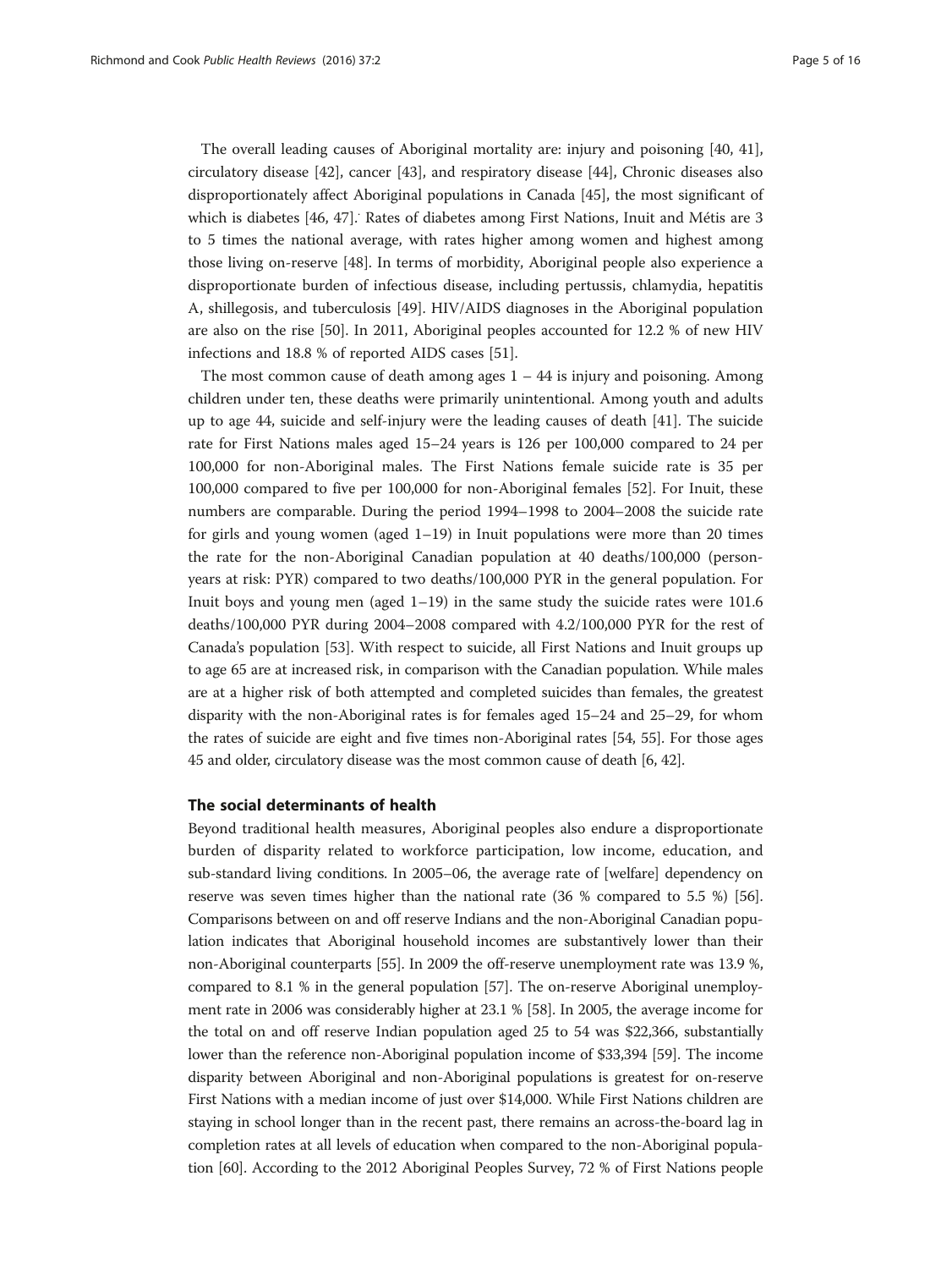The overall leading causes of Aboriginal mortality are: injury and poisoning [40, 41], circulatory disease [42], cancer [43], and respiratory disease [44], Chronic diseases also disproportionately affect Aboriginal populations in Canada [45], the most significant of which is diabetes [46, 47]. Rates of diabetes among First Nations, Inuit and Métis are 3 to 5 times the national average, with rates higher among women and highest among those living on-reserve [48]. In terms of morbidity, Aboriginal people also experience a disproportionate burden of infectious disease, including pertussis, chlamydia, hepatitis A, shillegosis, and tuberculosis [49]. HIV/AIDS diagnoses in the Aboriginal population are also on the rise [50]. In 2011, Aboriginal peoples accounted for 12.2 % of new HIV infections and 18.8 % of reported AIDS cases [51].

The most common cause of death among ages 1 – 44 is injury and poisoning. Among children under ten, these deaths were primarily unintentional. Among youth and adults up to age 44, suicide and self-injury were the leading causes of death [41]. The suicide rate for First Nations males aged 15–24 years is 126 per 100,000 compared to 24 per 100,000 for non-Aboriginal males. The First Nations female suicide rate is 35 per 100,000 compared to five per 100,000 for non-Aboriginal females [52]. For Inuit, these numbers are comparable. During the period 1994–1998 to 2004–2008 the suicide rate for girls and young women (aged 1–19) in Inuit populations were more than 20 times the rate for the non-Aboriginal Canadian population at 40 deaths/100,000 (person-years at risk: PYR) compared to two deaths/100,000 PYR in the general population. For Inuit boys and young men (aged 1–19) in the same study the suicide rates were 101.6 deaths/100,000 PYR during 2004–2008 compared with 4.2/100,000 PYR for the rest of Canada's population [53]. With respect to suicide, all First Nations and Inuit groups up to age 65 are at increased risk, in comparison with the Canadian population. While males are at a higher risk of both attempted and completed suicides than females, the greatest disparity with the non-Aboriginal rates is for females aged 15–24 and 25–29, for whom the rates of suicide are eight and five times non-Aboriginal rates [54, 55]. For those ages 45 and older, circulatory disease was the most common cause of death [6, 42].

## The social determinants of health

Beyond traditional health measures, Aboriginal peoples also endure a disproportionate burden of disparity related to workforce participation, low income, education, and sub-standard living conditions. In 2005–06, the average rate of [welfare] dependency on reserve was seven times higher than the national rate (36 % compared to 5.5 %) [56]. Comparisons between on and off reserve Indians and the non-Aboriginal Canadian population indicates that Aboriginal household incomes are substantively lower than their non-Aboriginal counterparts [55]. In 2009 the off-reserve unemployment rate was 13.9 %, compared to 8.1 % in the general population [57]. The on-reserve Aboriginal unemployment rate in 2006 was considerably higher at 23.1 % [58]. In 2005, the average income for the total on and off reserve Indian population aged 25 to 54 was $22,366, substantially lower than the reference non-Aboriginal population income of $33,394 [59]. The income disparity between Aboriginal and non-Aboriginal populations is greatest for on-reserve First Nations with a median income of just over $14,000. While First Nations children are staying in school longer than in the recent past, there remains an across-the-board lag in completion rates at all levels of education when compared to the non-Aboriginal population [60]. According to the 2012 Aboriginal Peoples Survey, 72 % of First Nations people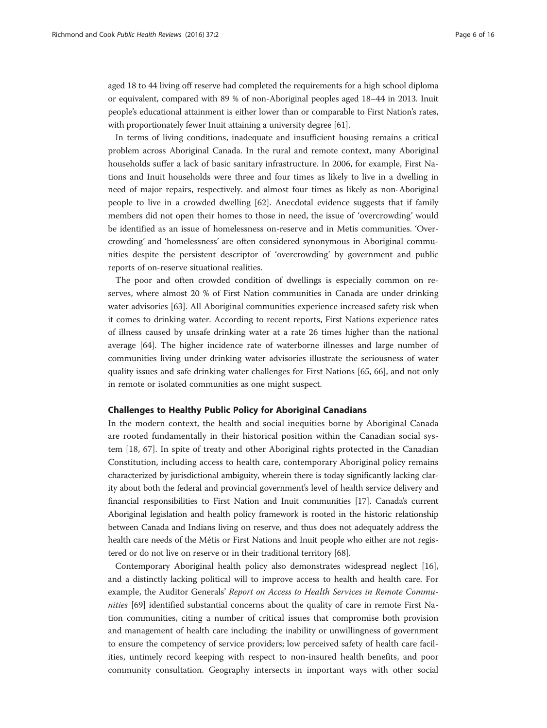aged 18 to 44 living off reserve had completed the requirements for a high school diploma or equivalent, compared with 89 % of non-Aboriginal peoples aged 18–44 in 2013. Inuit people's educational attainment is either lower than or comparable to First Nation's rates, with proportionately fewer Inuit attaining a university degree [61].

In terms of living conditions, inadequate and insufficient housing remains a critical problem across Aboriginal Canada. In the rural and remote context, many Aboriginal households suffer a lack of basic sanitary infrastructure. In 2006, for example, First Nations and Inuit households were three and four times as likely to live in a dwelling in need of major repairs, respectively. and almost four times as likely as non-Aboriginal people to live in a crowded dwelling [62]. Anecdotal evidence suggests that if family members did not open their homes to those in need, the issue of 'overcrowding' would be identified as an issue of homelessness on-reserve and in Metis communities. 'Overcrowding' and 'homelessness' are often considered synonymous in Aboriginal communities despite the persistent descriptor of 'overcrowding' by government and public reports of on-reserve situational realities.

The poor and often crowded condition of dwellings is especially common on reserves, where almost 20 % of First Nation communities in Canada are under drinking water advisories [63]. All Aboriginal communities experience increased safety risk when it comes to drinking water. According to recent reports, First Nations experience rates of illness caused by unsafe drinking water at a rate 26 times higher than the national average [64]. The higher incidence rate of waterborne illnesses and large number of communities living under drinking water advisories illustrate the seriousness of water quality issues and safe drinking water challenges for First Nations [65, 66], and not only in remote or isolated communities as one might suspect.

## Challenges to Healthy Public Policy for Aboriginal Canadians

In the modern context, the health and social inequities borne by Aboriginal Canada are rooted fundamentally in their historical position within the Canadian social system [18, 67]. In spite of treaty and other Aboriginal rights protected in the Canadian Constitution, including access to health care, contemporary Aboriginal policy remains characterized by jurisdictional ambiguity, wherein there is today significantly lacking clarity about both the federal and provincial government's level of health service delivery and financial responsibilities to First Nation and Inuit communities [17]. Canada's current Aboriginal legislation and health policy framework is rooted in the historic relationship between Canada and Indians living on reserve, and thus does not adequately address the health care needs of the Métis or First Nations and Inuit people who either are not registered or do not live on reserve or in their traditional territory [68].

Contemporary Aboriginal health policy also demonstrates widespread neglect [16], and a distinctly lacking political will to improve access to health and health care. For example, the Auditor Generals' *Report on Access to Health Services in Remote Communities* [69] identified substantial concerns about the quality of care in remote First Nation communities, citing a number of critical issues that compromise both provision and management of health care including: the inability or unwillingness of government to ensure the competency of service providers; low perceived safety of health care facilities, untimely record keeping with respect to non-insured health benefits, and poor community consultation. Geography intersects in important ways with other social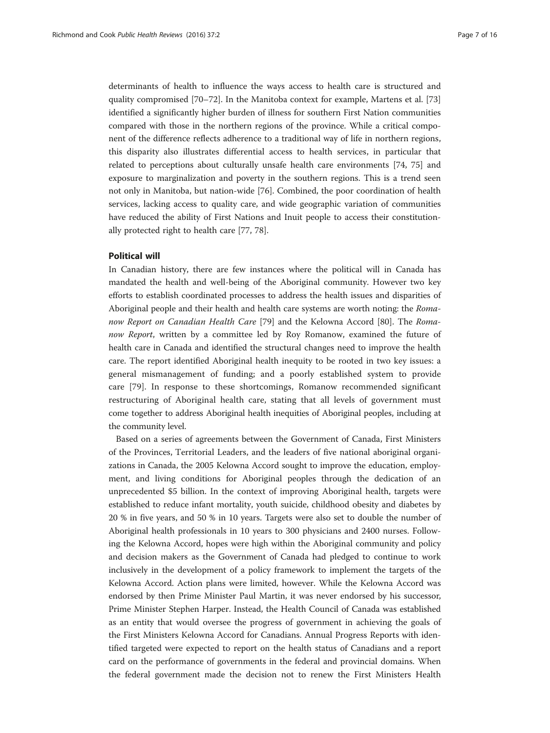determinants of health to influence the ways access to health care is structured and quality compromised [70–72]. In the Manitoba context for example, Martens et al. [73] identified a significantly higher burden of illness for southern First Nation communities compared with those in the northern regions of the province. While a critical component of the difference reflects adherence to a traditional way of life in northern regions, this disparity also illustrates differential access to health services, in particular that related to perceptions about culturally unsafe health care environments [74, 75] and exposure to marginalization and poverty in the southern regions. This is a trend seen not only in Manitoba, but nation-wide [76]. Combined, the poor coordination of health services, lacking access to quality care, and wide geographic variation of communities have reduced the ability of First Nations and Inuit people to access their constitutionally protected right to health care [77, 78].

### Political will

In Canadian history, there are few instances where the political will in Canada has mandated the health and well-being of the Aboriginal community. However two key efforts to establish coordinated processes to address the health issues and disparities of Aboriginal people and their health and health care systems are worth noting: the *Romanow Report on Canadian Health Care* [79] and the Kelowna Accord [80]. The *Romanow Report*, written by a committee led by Roy Romanow, examined the future of health care in Canada and identified the structural changes need to improve the health care. The report identified Aboriginal health inequity to be rooted in two key issues: a general mismanagement of funding; and a poorly established system to provide care [79]. In response to these shortcomings, Romanow recommended significant restructuring of Aboriginal health care, stating that all levels of government must come together to address Aboriginal health inequities of Aboriginal peoples, including at the community level.

Based on a series of agreements between the Government of Canada, First Ministers of the Provinces, Territorial Leaders, and the leaders of five national aboriginal organizations in Canada, the 2005 Kelowna Accord sought to improve the education, employment, and living conditions for Aboriginal peoples through the dedication of an unprecedented $5 billion. In the context of improving Aboriginal health, targets were established to reduce infant mortality, youth suicide, childhood obesity and diabetes by 20 % in five years, and 50 % in 10 years. Targets were also set to double the number of Aboriginal health professionals in 10 years to 300 physicians and 2400 nurses. Following the Kelowna Accord, hopes were high within the Aboriginal community and policy and decision makers as the Government of Canada had pledged to continue to work inclusively in the development of a policy framework to implement the targets of the Kelowna Accord. Action plans were limited, however. While the Kelowna Accord was endorsed by then Prime Minister Paul Martin, it was never endorsed by his successor, Prime Minister Stephen Harper. Instead, the Health Council of Canada was established as an entity that would oversee the progress of government in achieving the goals of the First Ministers Kelowna Accord for Canadians. Annual Progress Reports with identified targeted were expected to report on the health status of Canadians and a report card on the performance of governments in the federal and provincial domains. When the federal government made the decision not to renew the First Ministers Health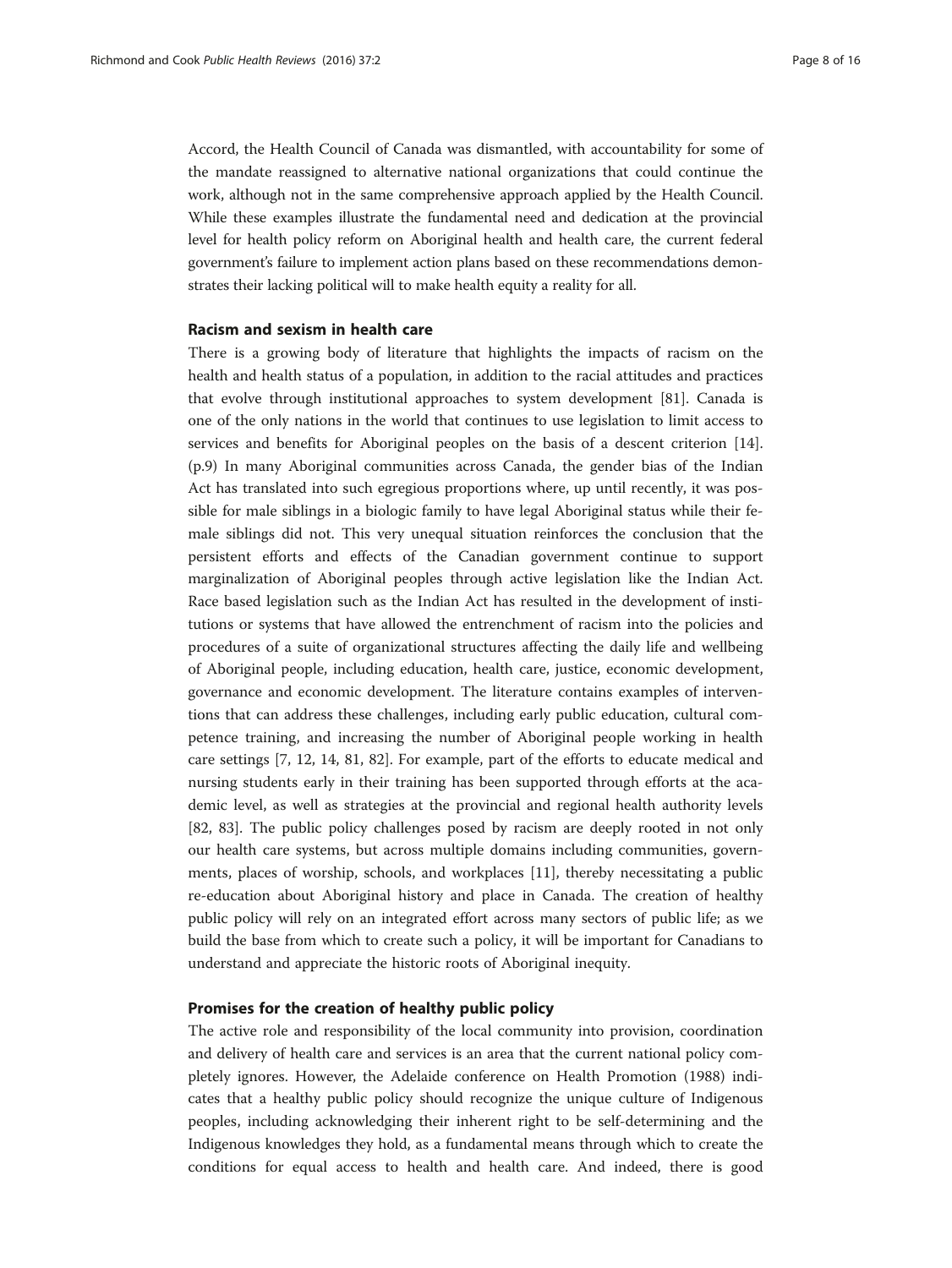Accord, the Health Council of Canada was dismantled, with accountability for some of the mandate reassigned to alternative national organizations that could continue the work, although not in the same comprehensive approach applied by the Health Council. While these examples illustrate the fundamental need and dedication at the provincial level for health policy reform on Aboriginal health and health care, the current federal government's failure to implement action plans based on these recommendations demonstrates their lacking political will to make health equity a reality for all.

## Racism and sexism in health care

There is a growing body of literature that highlights the impacts of racism on the health and health status of a population, in addition to the racial attitudes and practices that evolve through institutional approaches to system development [81]. Canada is one of the only nations in the world that continues to use legislation to limit access to services and benefits for Aboriginal peoples on the basis of a descent criterion [14]. (p.9) In many Aboriginal communities across Canada, the gender bias of the Indian Act has translated into such egregious proportions where, up until recently, it was possible for male siblings in a biologic family to have legal Aboriginal status while their female siblings did not. This very unequal situation reinforces the conclusion that the persistent efforts and effects of the Canadian government continue to support marginalization of Aboriginal peoples through active legislation like the Indian Act. Race based legislation such as the Indian Act has resulted in the development of institutions or systems that have allowed the entrenchment of racism into the policies and procedures of a suite of organizational structures affecting the daily life and wellbeing of Aboriginal people, including education, health care, justice, economic development, governance and economic development. The literature contains examples of interventions that can address these challenges, including early public education, cultural competence training, and increasing the number of Aboriginal people working in health care settings [7, 12, 14, 81, 82]. For example, part of the efforts to educate medical and nursing students early in their training has been supported through efforts at the academic level, as well as strategies at the provincial and regional health authority levels [82, 83]. The public policy challenges posed by racism are deeply rooted in not only our health care systems, but across multiple domains including communities, governments, places of worship, schools, and workplaces [11], thereby necessitating a public re-education about Aboriginal history and place in Canada. The creation of healthy public policy will rely on an integrated effort across many sectors of public life; as we build the base from which to create such a policy, it will be important for Canadians to understand and appreciate the historic roots of Aboriginal inequity.

## Promises for the creation of healthy public policy

The active role and responsibility of the local community into provision, coordination and delivery of health care and services is an area that the current national policy completely ignores. However, the Adelaide conference on Health Promotion (1988) indicates that a healthy public policy should recognize the unique culture of Indigenous peoples, including acknowledging their inherent right to be self-determining and the Indigenous knowledges they hold, as a fundamental means through which to create the conditions for equal access to health and health care. And indeed, there is good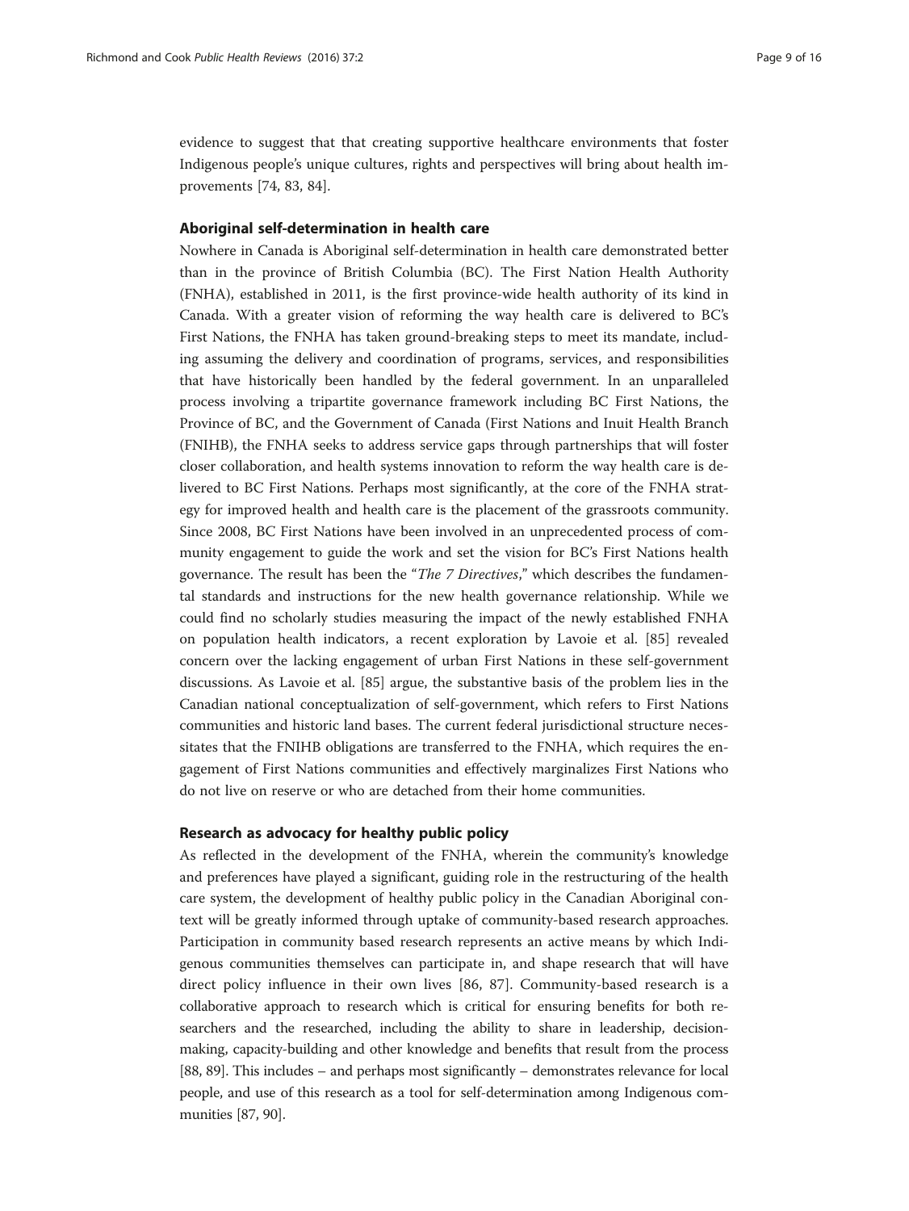evidence to suggest that that creating supportive healthcare environments that foster Indigenous people's unique cultures, rights and perspectives will bring about health improvements [74, 83, 84].

## Aboriginal self-determination in health care

Nowhere in Canada is Aboriginal self-determination in health care demonstrated better than in the province of British Columbia (BC). The First Nation Health Authority (FNHA), established in 2011, is the first province-wide health authority of its kind in Canada. With a greater vision of reforming the way health care is delivered to BC's First Nations, the FNHA has taken ground-breaking steps to meet its mandate, including assuming the delivery and coordination of programs, services, and responsibilities that have historically been handled by the federal government. In an unparalleled process involving a tripartite governance framework including BC First Nations, the Province of BC, and the Government of Canada (First Nations and Inuit Health Branch (FNIHB), the FNHA seeks to address service gaps through partnerships that will foster closer collaboration, and health systems innovation to reform the way health care is delivered to BC First Nations. Perhaps most significantly, at the core of the FNHA strategy for improved health and health care is the placement of the grassroots community. Since 2008, BC First Nations have been involved in an unprecedented process of community engagement to guide the work and set the vision for BC's First Nations health governance. The result has been the "*The 7 Directives*," which describes the fundamental standards and instructions for the new health governance relationship. While we could find no scholarly studies measuring the impact of the newly established FNHA on population health indicators, a recent exploration by Lavoie et al. [85] revealed concern over the lacking engagement of urban First Nations in these self-government discussions. As Lavoie et al. [85] argue, the substantive basis of the problem lies in the Canadian national conceptualization of self-government, which refers to First Nations communities and historic land bases. The current federal jurisdictional structure necessitates that the FNIHB obligations are transferred to the FNHA, which requires the engagement of First Nations communities and effectively marginalizes First Nations who do not live on reserve or who are detached from their home communities.

## Research as advocacy for healthy public policy

As reflected in the development of the FNHA, wherein the community's knowledge and preferences have played a significant, guiding role in the restructuring of the health care system, the development of healthy public policy in the Canadian Aboriginal context will be greatly informed through uptake of community-based research approaches. Participation in community based research represents an active means by which Indigenous communities themselves can participate in, and shape research that will have direct policy influence in their own lives [86, 87]. Community-based research is a collaborative approach to research which is critical for ensuring benefits for both researchers and the researched, including the ability to share in leadership, decision-making, capacity-building and other knowledge and benefits that result from the process [88, 89]. This includes – and perhaps most significantly – demonstrates relevance for local people, and use of this research as a tool for self-determination among Indigenous communities [87, 90].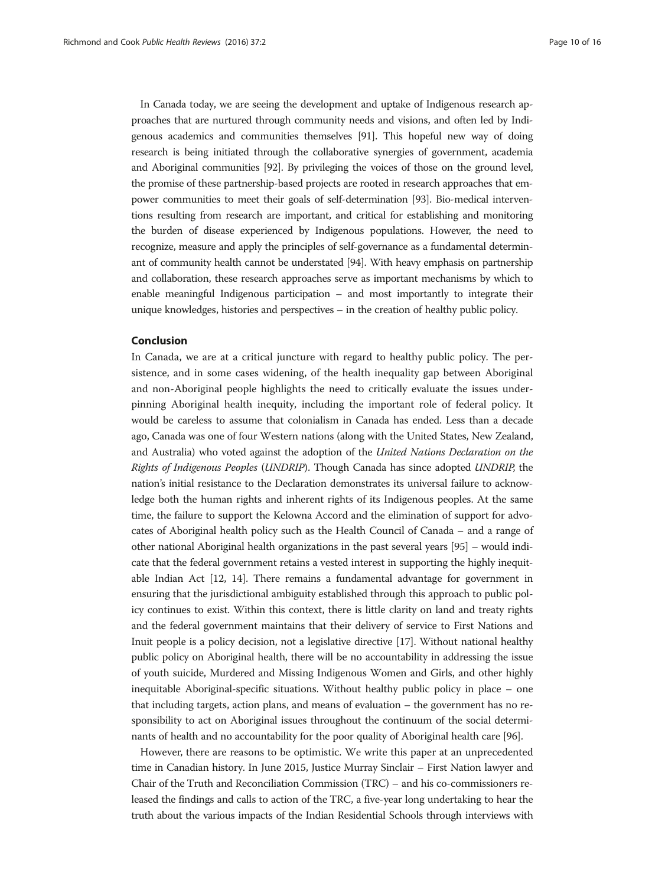In Canada today, we are seeing the development and uptake of Indigenous research approaches that are nurtured through community needs and visions, and often led by Indigenous academics and communities themselves [91]. This hopeful new way of doing research is being initiated through the collaborative synergies of government, academia and Aboriginal communities [92]. By privileging the voices of those on the ground level, the promise of these partnership-based projects are rooted in research approaches that empower communities to meet their goals of self-determination [93]. Bio-medical interventions resulting from research are important, and critical for establishing and monitoring the burden of disease experienced by Indigenous populations. However, the need to recognize, measure and apply the principles of self-governance as a fundamental determinant of community health cannot be understated [94]. With heavy emphasis on partnership and collaboration, these research approaches serve as important mechanisms by which to enable meaningful Indigenous participation – and most importantly to integrate their unique knowledges, histories and perspectives – in the creation of healthy public policy.

## Conclusion

In Canada, we are at a critical juncture with regard to healthy public policy. The persistence, and in some cases widening, of the health inequality gap between Aboriginal and non-Aboriginal people highlights the need to critically evaluate the issues underpinning Aboriginal health inequity, including the important role of federal policy. It would be careless to assume that colonialism in Canada has ended. Less than a decade ago, Canada was one of four Western nations (along with the United States, New Zealand, and Australia) who voted against the adoption of the *United Nations Declaration on the Rights of Indigenous Peoples* (*UNDRIP*). Though Canada has since adopted *UNDRIP*, the nation's initial resistance to the Declaration demonstrates its universal failure to acknowledge both the human rights and inherent rights of its Indigenous peoples. At the same time, the failure to support the Kelowna Accord and the elimination of support for advocates of Aboriginal health policy such as the Health Council of Canada – and a range of other national Aboriginal health organizations in the past several years [95] – would indicate that the federal government retains a vested interest in supporting the highly inequitable Indian Act [12, 14]. There remains a fundamental advantage for government in ensuring that the jurisdictional ambiguity established through this approach to public policy continues to exist. Within this context, there is little clarity on land and treaty rights and the federal government maintains that their delivery of service to First Nations and Inuit people is a policy decision, not a legislative directive [17]. Without national healthy public policy on Aboriginal health, there will be no accountability in addressing the issue of youth suicide, Murdered and Missing Indigenous Women and Girls, and other highly inequitable Aboriginal-specific situations. Without healthy public policy in place – one that including targets, action plans, and means of evaluation – the government has no responsibility to act on Aboriginal issues throughout the continuum of the social determinants of health and no accountability for the poor quality of Aboriginal health care [96].

However, there are reasons to be optimistic. We write this paper at an unprecedented time in Canadian history. In June 2015, Justice Murray Sinclair – First Nation lawyer and Chair of the Truth and Reconciliation Commission (TRC) – and his co-commissioners released the findings and calls to action of the TRC, a five-year long undertaking to hear the truth about the various impacts of the Indian Residential Schools through interviews with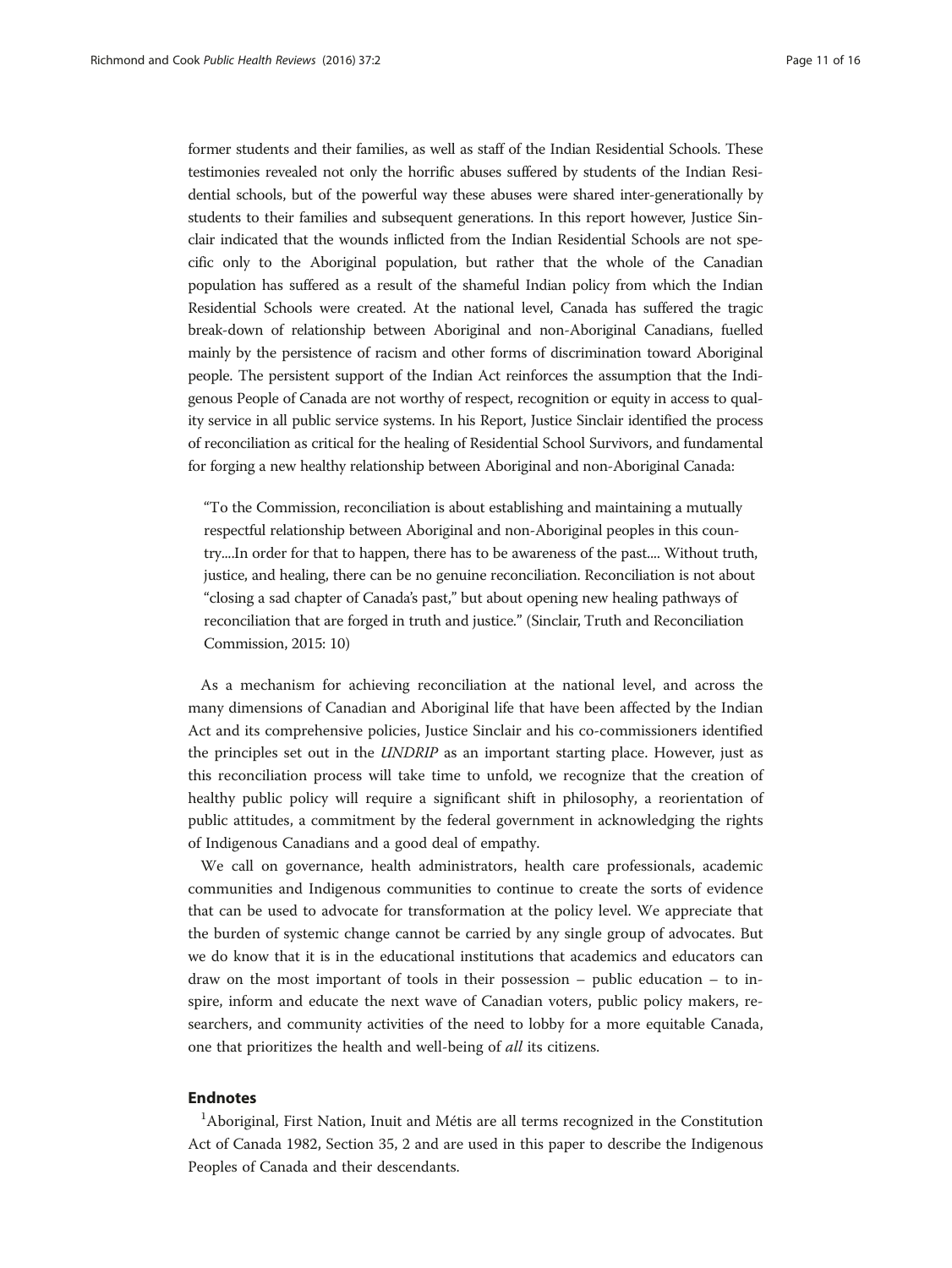former students and their families, as well as staff of the Indian Residential Schools. These testimonies revealed not only the horrific abuses suffered by students of the Indian Residential schools, but of the powerful way these abuses were shared inter-generationally by students to their families and subsequent generations. In this report however, Justice Sinclair indicated that the wounds inflicted from the Indian Residential Schools are not specific only to the Aboriginal population, but rather that the whole of the Canadian population has suffered as a result of the shameful Indian policy from which the Indian Residential Schools were created. At the national level, Canada has suffered the tragic break-down of relationship between Aboriginal and non-Aboriginal Canadians, fuelled mainly by the persistence of racism and other forms of discrimination toward Aboriginal people. The persistent support of the Indian Act reinforces the assumption that the Indigenous People of Canada are not worthy of respect, recognition or equity in access to quality service in all public service systems. In his Report, Justice Sinclair identified the process of reconciliation as critical for the healing of Residential School Survivors, and fundamental for forging a new healthy relationship between Aboriginal and non-Aboriginal Canada:

> "To the Commission, reconciliation is about establishing and maintaining a mutually respectful relationship between Aboriginal and non-Aboriginal peoples in this country....In order for that to happen, there has to be awareness of the past.... Without truth, justice, and healing, there can be no genuine reconciliation. Reconciliation is not about "closing a sad chapter of Canada's past," but about opening new healing pathways of reconciliation that are forged in truth and justice." (Sinclair, Truth and Reconciliation Commission, 2015: 10)

As a mechanism for achieving reconciliation at the national level, and across the many dimensions of Canadian and Aboriginal life that have been affected by the Indian Act and its comprehensive policies, Justice Sinclair and his co-commissioners identified the principles set out in the *UNDRIP* as an important starting place. However, just as this reconciliation process will take time to unfold, we recognize that the creation of healthy public policy will require a significant shift in philosophy, a reorientation of public attitudes, a commitment by the federal government in acknowledging the rights of Indigenous Canadians and a good deal of empathy.

We call on governance, health administrators, health care professionals, academic communities and Indigenous communities to continue to create the sorts of evidence that can be used to advocate for transformation at the policy level. We appreciate that the burden of systemic change cannot be carried by any single group of advocates. But we do know that it is in the educational institutions that academics and educators can draw on the most important of tools in their possession – public education – to inspire, inform and educate the next wave of Canadian voters, public policy makers, researchers, and community activities of the need to lobby for a more equitable Canada, one that prioritizes the health and well-being of *all* its citizens.

## Endnotes

[1]Aboriginal, First Nation, Inuit and Métis are all terms recognized in the Constitution Act of Canada 1982, Section 35, 2 and are used in this paper to describe the Indigenous Peoples of Canada and their descendants.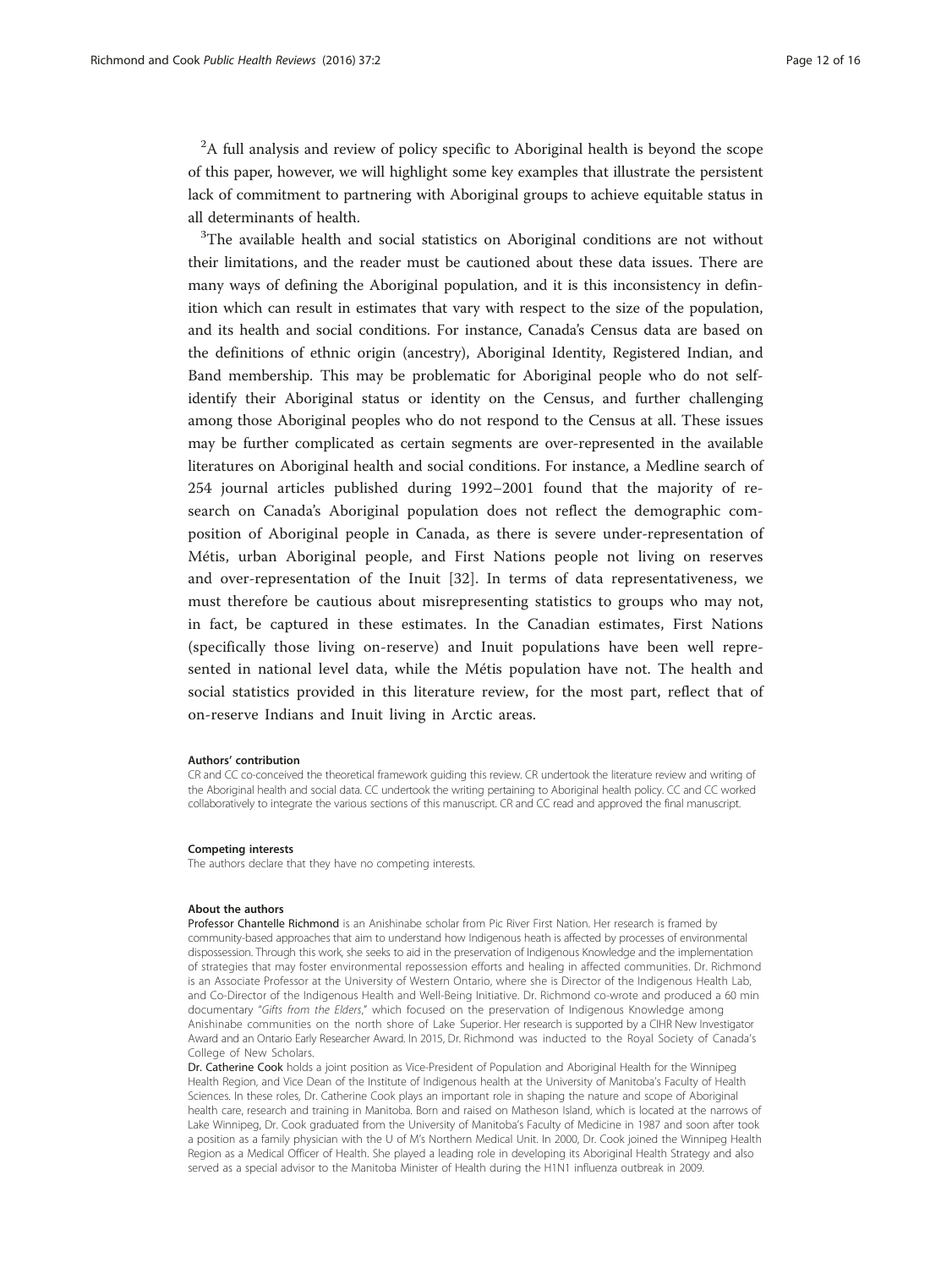[2]A full analysis and review of policy specific to Aboriginal health is beyond the scope of this paper, however, we will highlight some key examples that illustrate the persistent lack of commitment to partnering with Aboriginal groups to achieve equitable status in all determinants of health.

[3]The available health and social statistics on Aboriginal conditions are not without their limitations, and the reader must be cautioned about these data issues. There are many ways of defining the Aboriginal population, and it is this inconsistency in definition which can result in estimates that vary with respect to the size of the population, and its health and social conditions. For instance, Canada's Census data are based on the definitions of ethnic origin (ancestry), Aboriginal Identity, Registered Indian, and Band membership. This may be problematic for Aboriginal people who do not self-identify their Aboriginal status or identity on the Census, and further challenging among those Aboriginal peoples who do not respond to the Census at all. These issues may be further complicated as certain segments are over-represented in the available literatures on Aboriginal health and social conditions. For instance, a Medline search of 254 journal articles published during 1992–2001 found that the majority of research on Canada's Aboriginal population does not reflect the demographic composition of Aboriginal people in Canada, as there is severe under-representation of Métis, urban Aboriginal people, and First Nations people not living on reserves and over-representation of the Inuit [32]. In terms of data representativeness, we must therefore be cautious about misrepresenting statistics to groups who may not, in fact, be captured in these estimates. In the Canadian estimates, First Nations (specifically those living on-reserve) and Inuit populations have been well represented in national level data, while the Métis population have not. The health and social statistics provided in this literature review, for the most part, reflect that of on-reserve Indians and Inuit living in Arctic areas.

#### Authors' contribution

CR and CC co-conceived the theoretical framework guiding this review. CR undertook the literature review and writing of the Aboriginal health and social data. CC undertook the writing pertaining to Aboriginal health policy. CC and CC worked collaboratively to integrate the various sections of this manuscript. CR and CC read and approved the final manuscript.

#### Competing interests

The authors declare that they have no competing interests.

#### About the authors

**Professor Chantelle Richmond** is an Anishinabe scholar from Pic River First Nation. Her research is framed by community-based approaches that aim to understand how Indigenous heath is affected by processes of environmental dispossession. Through this work, she seeks to aid in the preservation of Indigenous Knowledge and the implementation of strategies that may foster environmental repossession efforts and healing in affected communities. Dr. Richmond is an Associate Professor at the University of Western Ontario, where she is Director of the Indigenous Health Lab, and Co-Director of the Indigenous Health and Well-Being Initiative. Dr. Richmond co-wrote and produced a 60 min documentary "*Gifts from the Elders*," which focused on the preservation of Indigenous Knowledge among Anishinabe communities on the north shore of Lake Superior. Her research is supported by a CIHR New Investigator Award and an Ontario Early Researcher Award. In 2015, Dr. Richmond was inducted to the Royal Society of Canada's College of New Scholars.

**Dr. Catherine Cook** holds a joint position as Vice-President of Population and Aboriginal Health for the Winnipeg Health Region, and Vice Dean of the Institute of Indigenous health at the University of Manitoba's Faculty of Health Sciences. In these roles, Dr. Catherine Cook plays an important role in shaping the nature and scope of Aboriginal health care, research and training in Manitoba. Born and raised on Matheson Island, which is located at the narrows of Lake Winnipeg, Dr. Cook graduated from the University of Manitoba's Faculty of Medicine in 1987 and soon after took a position as a family physician with the U of M's Northern Medical Unit. In 2000, Dr. Cook joined the Winnipeg Health Region as a Medical Officer of Health. She played a leading role in developing its Aboriginal Health Strategy and also served as a special advisor to the Manitoba Minister of Health during the H1N1 influenza outbreak in 2009.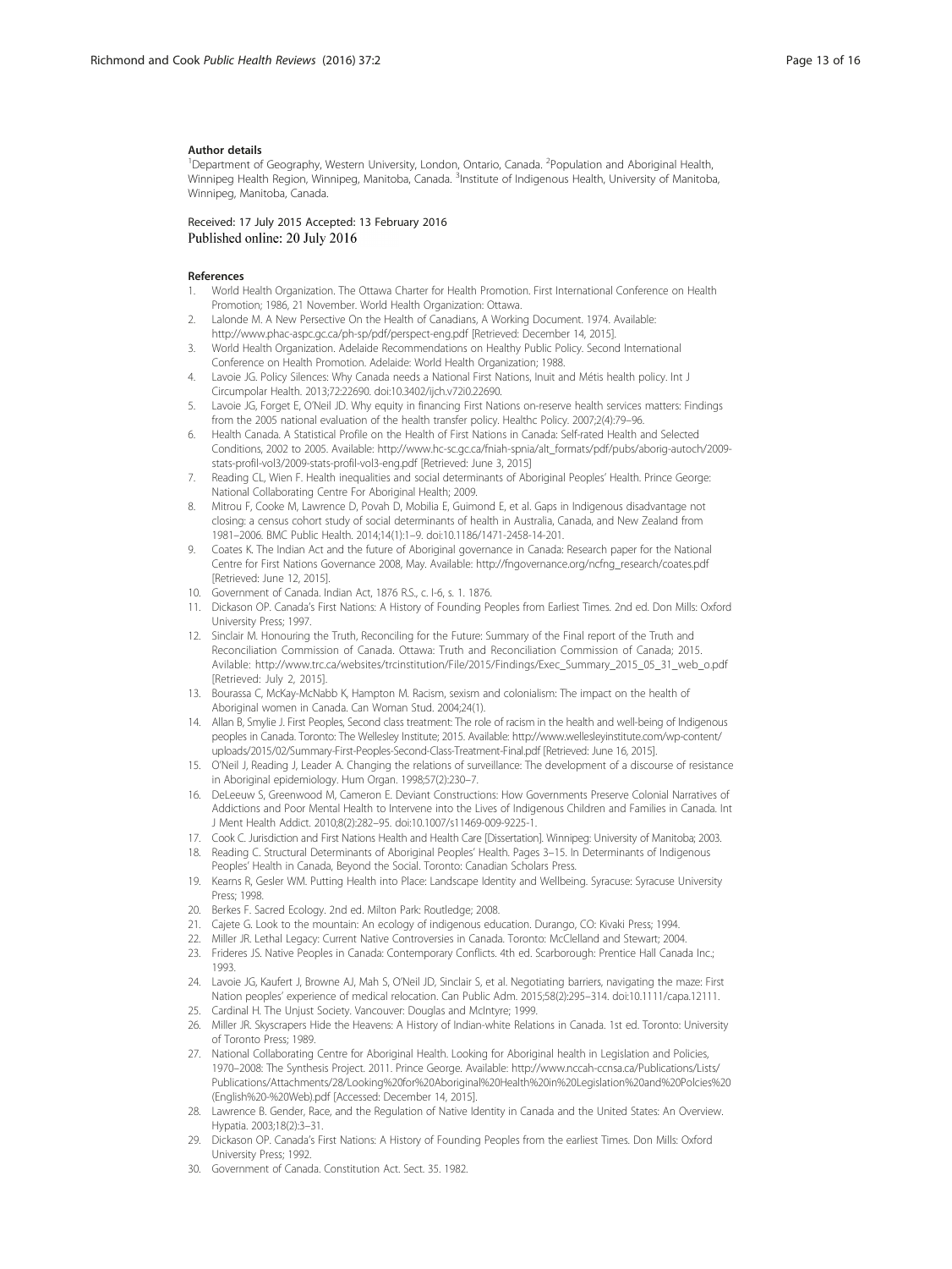#### Author details

[1]Department of Geography, Western University, London, Ontario, Canada. [2]Population and Aboriginal Health, Winnipeg Health Region, Winnipeg, Manitoba, Canada. [3]Institute of Indigenous Health, University of Manitoba, Winnipeg, Manitoba, Canada.

Received: 17 July 2015 Accepted: 13 February 2016
Published online: 20 July 2016

#### References

1. World Health Organization. The Ottawa Charter for Health Promotion. First International Conference on Health Promotion; 1986, 21 November. World Health Organization: Ottawa.
2. Lalonde M. A New Persective On the Health of Canadians, A Working Document. 1974. Available: http://www.phac-aspc.gc.ca/ph-sp/pdf/perspect-eng.pdf [Retrieved: December 14, 2015].
3. World Health Organization. Adelaide Recommendations on Healthy Public Policy. Second International Conference on Health Promotion. Adelaide: World Health Organization; 1988.
4. Lavoie JG. Policy Silences: Why Canada needs a National First Nations, Inuit and Métis health policy. Int J Circumpolar Health. 2013;72:22690. doi:10.3402/ijch.v72i0.22690.
5. Lavoie JG, Forget E, O'Neil JD. Why equity in financing First Nations on-reserve health services matters: Findings from the 2005 national evaluation of the health transfer policy. Healthc Policy. 2007;2(4):79–96.
6. Health Canada. A Statistical Profile on the Health of First Nations in Canada: Self-rated Health and Selected Conditions, 2002 to 2005. Available: http://www.hc-sc.gc.ca/fniah-spnia/alt_formats/pdf/pubs/aborig-autoch/2009-stats-profil-vol3/2009-stats-profil-vol3-eng.pdf [Retrieved: June 3, 2015]
7. Reading CL, Wien F. Health inequalities and social determinants of Aboriginal Peoples' Health. Prince George: National Collaborating Centre For Aboriginal Health; 2009.
8. Mitrou F, Cooke M, Lawrence D, Povah D, Mobilia E, Guimond E, et al. Gaps in Indigenous disadvantage not closing: a census cohort study of social determinants of health in Australia, Canada, and New Zealand from 1981–2006. BMC Public Health. 2014;14(1):1–9. doi:10.1186/1471-2458-14-201.
9. Coates K. The Indian Act and the future of Aboriginal governance in Canada: Research paper for the National Centre for First Nations Governance 2008, May. Available: http://fngovernance.org/ncfng_research/coates.pdf [Retrieved: June 12, 2015].
10. Government of Canada. Indian Act, 1876 R.S., c. I-6, s. 1. 1876.
11. Dickason OP. Canada's First Nations: A History of Founding Peoples from Earliest Times. 2nd ed. Don Mills: Oxford University Press; 1997.
12. Sinclair M. Honouring the Truth, Reconciling for the Future: Summary of the Final report of the Truth and Reconciliation Commission of Canada. Ottawa: Truth and Reconciliation Commission of Canada; 2015. Avilable: http://www.trc.ca/websites/trcinstitution/File/2015/Findings/Exec_Summary_2015_05_31_web_o.pdf [Retrieved: July 2, 2015].
13. Bourassa C, McKay-McNabb K, Hampton M. Racism, sexism and colonialism: The impact on the health of Aboriginal women in Canada. Can Woman Stud. 2004;24(1).
14. Allan B, Smylie J. First Peoples, Second class treatment: The role of racism in the health and well-being of Indigenous peoples in Canada. Toronto: The Wellesley Institute; 2015. Available: http://www.wellesleyinstitute.com/wp-content/uploads/2015/02/Summary-First-Peoples-Second-Class-Treatment-Final.pdf [Retrieved: June 16, 2015].
15. O'Neil J, Reading J, Leader A. Changing the relations of surveillance: The development of a discourse of resistance in Aboriginal epidemiology. Hum Organ. 1998;57(2):230–7.
16. DeLeeuw S, Greenwood M, Cameron E. Deviant Constructions: How Governments Preserve Colonial Narratives of Addictions and Poor Mental Health to Intervene into the Lives of Indigenous Children and Families in Canada. Int J Ment Health Addict. 2010;8(2):282–95. doi:10.1007/s11469-009-9225-1.
17. Cook C. Jurisdiction and First Nations Health and Health Care [Dissertation]. Winnipeg: University of Manitoba; 2003.
18. Reading C. Structural Determinants of Aboriginal Peoples' Health. Pages 3–15. In Determinants of Indigenous Peoples' Health in Canada, Beyond the Social. Toronto: Canadian Scholars Press.
19. Kearns R, Gesler WM. Putting Health into Place: Landscape Identity and Wellbeing. Syracuse: Syracuse University Press; 1998.
20. Berkes F. Sacred Ecology. 2nd ed. Milton Park: Routledge; 2008.
21. Cajete G. Look to the mountain: An ecology of indigenous education. Durango, CO: Kivaki Press; 1994.
22. Miller JR. Lethal Legacy: Current Native Controversies in Canada. Toronto: McClelland and Stewart; 2004.
23. Frideres JS. Native Peoples in Canada: Contemporary Conflicts. 4th ed. Scarborough: Prentice Hall Canada Inc.; 1993.
24. Lavoie JG, Kaufert J, Browne AJ, Mah S, O'Neil JD, Sinclair S, et al. Negotiating barriers, navigating the maze: First Nation peoples' experience of medical relocation. Can Public Adm. 2015;58(2):295–314. doi:10.1111/capa.12111.
25. Cardinal H. The Unjust Society. Vancouver: Douglas and McIntyre; 1999.
26. Miller JR. Skyscrapers Hide the Heavens: A History of Indian-white Relations in Canada. 1st ed. Toronto: University of Toronto Press; 1989.
27. National Collaborating Centre for Aboriginal Health. Looking for Aboriginal health in Legislation and Policies, 1970–2008: The Synthesis Project. 2011. Prince George. Available: http://www.nccah-ccnsa.ca/Publications/Lists/Publications/Attachments/28/Looking%20for%20Aboriginal%20Health%20in%20Legislation%20and%20Polcies%20(English%20-%20Web).pdf [Accessed: December 14, 2015].
28. Lawrence B. Gender, Race, and the Regulation of Native Identity in Canada and the United States: An Overview. Hypatia. 2003;18(2):3–31.
29. Dickason OP. Canada's First Nations: A History of Founding Peoples from the earliest Times. Don Mills: Oxford University Press; 1992.
30. Government of Canada. Constitution Act. Sect. 35. 1982.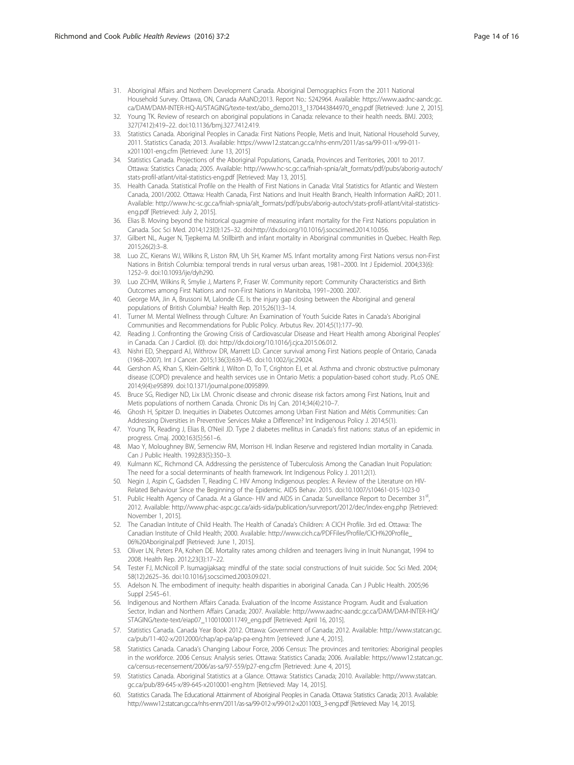31. Aboriginal Affairs and Nothern Development Canada. Aboriginal Demographics From the 2011 National Household Survey. Ottawa, ON, Canada AAaND;2013. Report No.: 5242964. Available: https://www.aadnc-aandc.gc.ca/DAM/DAM-INTER-HQ-AI/STAGING/texte-text/abo_demo2013_1370443844970_eng.pdf [Retrieved: June 2, 2015].
32. Young TK. Review of research on aboriginal populations in Canada: relevance to their health needs. BMJ. 2003; 327(7412):419–22. doi:10.1136/bmj.327.7412.419.
33. Statistics Canada. Aboriginal Peoples in Canada: First Nations People, Metis and Inuit, National Household Survey, 2011. Statistics Canada; 2013. Available: https://www12.statcan.gc.ca/nhs-enm/2011/as-sa/99-011-x/99-011-x2011001-eng.cfm [Retrieved: June 13, 2015]
34. Statistics Canada. Projections of the Aboriginal Populations, Canada, Provinces and Territories, 2001 to 2017. Ottawa: Statistics Canada; 2005. Available: http://www.hc-sc.gc.ca/fniah-spnia/alt_formats/pdf/pubs/aborig-autoch/stats-profil-atlant/vital-statistics-eng.pdf [Retrieved: May 13, 2015].
35. Health Canada. Statistical Profile on the Health of First Nations in Canada: Vital Statistics for Atlantic and Western Canada, 2001/2002. Ottawa: Health Canada, First Nations and Inuit Health Branch, Health Information AaRD; 2011. Available: http://www.hc-sc.gc.ca/fniah-spnia/alt_formats/pdf/pubs/aborig-autoch/stats-profil-atlant/vital-statistics-eng.pdf [Retrieved: July 2, 2015].
36. Elias B. Moving beyond the historical quagmire of measuring infant mortality for the First Nations population in Canada. Soc Sci Med. 2014;123(0):125–32. doi:http://dx.doi.org/10.1016/j.socscimed.2014.10.056.
37. Gilbert NL, Auger N, Tjepkema M. Stillbirth and infant mortality in Aboriginal communities in Quebec. Health Rep. 2015;26(2):3–8.
38. Luo ZC, Kierans WJ, Wilkins R, Liston RM, Uh SH, Kramer MS. Infant mortality among First Nations versus non-First Nations in British Columbia: temporal trends in rural versus urban areas, 1981–2000. Int J Epidemiol. 2004;33(6): 1252–9. doi:10.1093/ije/dyh290.
39. Luo ZCHM, Wilkins R, Smylie J, Martens P, Fraser W. Community report: Community Characteristics and Birth Outcomes among First Nations and non-First Nations in Manitoba, 1991–2000. 2007.
40. George MA, Jin A, Brussoni M, Lalonde CE. Is the injury gap closing between the Aboriginal and general populations of British Columbia? Health Rep. 2015;26(1):3–14.
41. Turner M. Mental Wellness through Culture: An Examination of Youth Suicide Rates in Canada's Aboriginal Communities and Recommendations for Public Policy. Arbutus Rev. 2014;5(1):177–90.
42. Reading J. Confronting the Growing Crisis of Cardiovascular Disease and Heart Health among Aboriginal Peoples' in Canada. Can J Cardiol. (0). doi: http://dx.doi.org/10.1016/j.cjca.2015.06.012.
43. Nishri ED, Sheppard AJ, Withrow DR, Marrett LD. Cancer survival among First Nations people of Ontario, Canada (1968–2007). Int J Cancer. 2015;136(3):639–45. doi:10.1002/ijc.29024.
44. Gershon AS, Khan S, Klein-Geltink J, Wilton D, To T, Crighton EJ, et al. Asthma and chronic obstructive pulmonary disease (COPD) prevalence and health services use in Ontario Metis: a population-based cohort study. PLoS ONE. 2014;9(4):e95899. doi:10.1371/journal.pone.0095899.
45. Bruce SG, Riediger ND, Lix LM. Chronic disease and chronic disease risk factors among First Nations, Inuit and Metis populations of northern Canada. Chronic Dis Inj Can. 2014;34(4):210–7.
46. Ghosh H, Spitzer D. Inequities in Diabetes Outcomes among Urban First Nation and Métis Communities: Can Addressing Diversities in Preventive Services Make a Difference? Int Indigenous Policy J. 2014;5(1).
47. Young TK, Reading J, Elias B, O'Neil JD. Type 2 diabetes mellitus in Canada's first nations: status of an epidemic in progress. Cmaj. 2000;163(5):561–6.
48. Mao Y, Moloughney BW, Semenciw RM, Morrison HI. Indian Reserve and registered Indian mortality in Canada. Can J Public Health. 1992;83(5):350–3.
49. Kulmann KC, Richmond CA. Addressing the persistence of Tuberculosis Among the Canadian Inuit Population: The need for a social determinants of health framework. Int Indigenous Policy J. 2011;2(1).
50. Negin J, Aspin C, Gadsden T, Reading C. HIV Among Indigenous peoples: A Review of the Literature on HIV-Related Behaviour Since the Beginning of the Epidemic. AIDS Behav. 2015. doi:10.1007/s10461-015-1023-0
51. Public Health Agency of Canada. At a Glance- HIV and AIDS in Canada: Surveillance Report to December 31st, 2012. Available: http://www.phac-aspc.gc.ca/aids-sida/publication/survreport/2012/dec/index-eng.php [Retrieved: November 1, 2015].
52. The Canadian Intitute of Child Health. The Health of Canada's Children: A CICH Profile. 3rd ed. Ottawa: The Canadian Institute of Child Health; 2000. Available: http://www.cich.ca/PDFFiles/Profile/CICH%20Profile_06%20Aboriginal.pdf [Retrieved: June 1, 2015].
53. Oliver LN, Peters PA, Kohen DE. Mortality rates among children and teenagers living in Inuit Nunangat, 1994 to 2008. Health Rep. 2012;23(3):17–22.
54. Tester FJ, McNicoll P. Isumagijaksaq: mindful of the state: social constructions of Inuit suicide. Soc Sci Med. 2004; 58(12):2625–36. doi:10.1016/j.socscimed.2003.09.021.
55. Adelson N. The embodiment of inequity: health disparities in aboriginal Canada. Can J Public Health. 2005;96 Suppl 2:S45–61.
56. Indigenous and Northern Affairs Canada. Evaluation of the Income Assistance Program. Audit and Evaluation Sector, Indian and Northern Affairs Canada; 2007. Available: http://www.aadnc-aandc.gc.ca/DAM/DAM-INTER-HQ/STAGING/texte-text/eiap07_1100100011749_eng.pdf [Retrieved: April 16, 2015].
57. Statistics Canada. Canada Year Book 2012. Ottawa: Government of Canada; 2012. Available: http://www.statcan.gc.ca/pub/11-402-x/2012000/chap/ap-pa/ap-pa-eng.htm [retrieved: June 4, 2015].
58. Statistics Canada. Canada's Changing Labour Force, 2006 Census: The provinces and territories: Aboriginal peoples in the workforce. 2006 Census: Analysis series. Ottawa: Statistics Canada; 2006. Available: https://www12.statcan.gc.ca/census-recensement/2006/as-sa/97-559/p27-eng.cfm [Retrieved: June 4, 2015].
59. Statistics Canada. Aboriginal Statistics at a Glance. Ottawa: Statistics Canada; 2010. Available: http://www.statcan.gc.ca/pub/89-645-x/89-645-x2010001-eng.htm [Retrieved: May 14, 2015].
60. Statistics Canada. The Educational Attainment of Aboriginal Peoples in Canada. Ottawa: Statistics Canada; 2013. Available: http://www12.statcan.gc.ca/nhs-enm/2011/as-sa/99-012-x/99-012-x2011003_3-eng.pdf [Retrieved: May 14, 2015].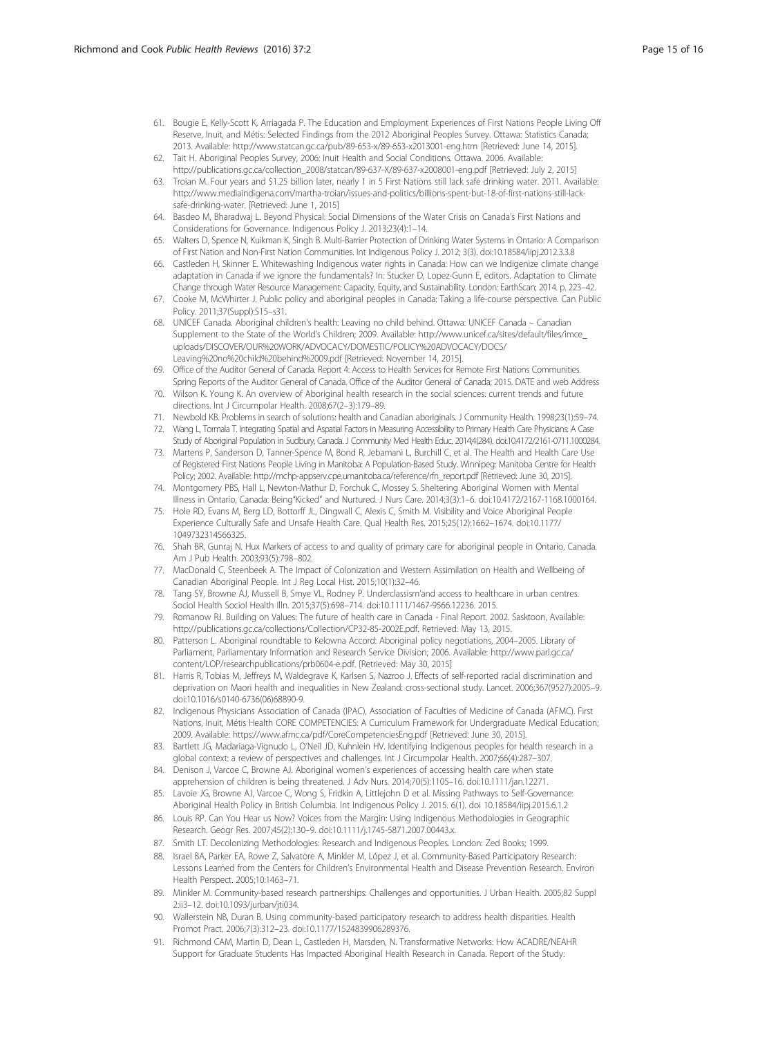61. Bougie E, Kelly-Scott K, Arriagada P. The Education and Employment Experiences of First Nations People Living Off Reserve, Inuit, and Métis: Selected Findings from the 2012 Aboriginal Peoples Survey. Ottawa: Statistics Canada; 2013. Available: http://www.statcan.gc.ca/pub/89-653-x/89-653-x2013001-eng.htm [Retrieved: June 14, 2015].
62. Tait H. Aboriginal Peoples Survey, 2006: Inuit Health and Social Conditions. Ottawa. 2006. Available: http://publications.gc.ca/collection_2008/statcan/89-637-X/89-637-x2008001-eng.pdf [Retrieved: July 2, 2015]
63. Troian M. Four years and $1.25 billion later, nearly 1 in 5 First Nations still lack safe drinking water. 2011. Available: http://www.mediaindigena.com/martha-troian/issues-and-politics/billions-spent-but-18-of-first-nations-still-lack-safe-drinking-water. [Retrieved: June 1, 2015]
64. Basdeo M, Bharadwaj L. Beyond Physical: Social Dimensions of the Water Crisis on Canada's First Nations and Considerations for Governance. Indigenous Policy J. 2013;23(4):1–14.
65. Walters D, Spence N, Kuikman K, Singh B. Multi-Barrier Protection of Drinking Water Systems in Ontario: A Comparison of First Nation and Non-First Nation Communities. Int Indigenous Policy J. 2012; 3(3). doi:10.18584/iipj.2012.3.3.8
66. Castleden H, Skinner E. Whitewashing Indigenous water rights in Canada: How can we Indigenize climate change adaptation in Canada if we ignore the fundamentals? In: Stucker D, Lopez-Gunn E, editors. Adaptation to Climate Change through Water Resource Management: Capacity, Equity, and Sustainability. London: EarthScan; 2014. p. 223–42.
67. Cooke M, McWhirter J. Public policy and aboriginal peoples in Canada: Taking a life-course perspective. Can Public Policy. 2011;37(Suppl):S15–s31.
68. UNICEF Canada. Aboriginal children's health: Leaving no child behind. Ottawa: UNICEF Canada – Canadian Supplement to the State of the World's Children; 2009. Available: http://www.unicef.ca/sites/default/files/imce_uploads/DISCOVER/OUR%20WORK/ADVOCACY/DOMESTIC/POLICY%20ADVOCACY/DOCS/Leaving%20no%20child%20behind%2009.pdf [Retrieved: November 14, 2015].
69. Office of the Auditor General of Canada. Report 4: Access to Health Services for Remote First Nations Communities. Spring Reports of the Auditor General of Canada. Office of the Auditor General of Canada; 2015. DATE and web Address
70. Wilson K. Young K. An overview of Aboriginal health research in the social sciences: current trends and future directions. Int J Circumpolar Health. 2008;67(2–3):179–89.
71. Newbold KB. Problems in search of solutions: health and Canadian aboriginals. J Community Health. 1998;23(1):59–74.
72. Wang L, Tormala T. Integrating Spatial and Aspatial Factors in Measuring Accessibility to Primary Health Care Physicians: A Case Study of Aboriginal Population in Sudbury, Canada. J Community Med Health Educ. 2014;4(284). doi:10.4172/2161-0711.1000284.
73. Martens P, Sanderson D, Tanner-Spence M, Bond R, Jebamani L, Burchill C, et al. The Health and Health Care Use of Registered First Nations People Living in Manitoba: A Population-Based Study. Winnipeg: Manitoba Centre for Health Policy; 2002. Available: http://mchp-appserv.cpe.umanitoba.ca/reference/rfn_report.pdf [Retrieved: June 30, 2015].
74. Montgomery PBS, Hall L, Newton-Mathur D, Forchuk C, Mossey S. Sheltering Aboriginal Women with Mental Illness in Ontario, Canada: Being"Kicked" and Nurtured. J Nurs Care. 2014;3(3):1–6. doi:10.4172/2167-1168.1000164.
75. Hole RD, Evans M, Berg LD, Bottorff JL, Dingwall C, Alexis C, Smith M. Visibility and Voice Aboriginal People Experience Culturally Safe and Unsafe Health Care. Qual Health Res. 2015;25(12):1662–1674. doi:10.1177/1049732314566325.
76. Shah BR, Gunraj N. Hux Markers of access to and quality of primary care for aboriginal people in Ontario, Canada. Am J Pub Health. 2003;93(5):798–802.
77. MacDonald C, Steenbeek A. The Impact of Colonization and Western Assimilation on Health and Wellbeing of Canadian Aboriginal People. Int J Reg Local Hist. 2015;10(1):32–46.
78. Tang SY, Browne AJ, Mussell B, Smye VL, Rodney P. Underclassism'and access to healthcare in urban centres. Sociol Health Sociol Health Illn. 2015;37(5):698–714. doi:10.1111/1467-9566.12236. 2015.
79. Romanow RJ. Building on Values: The future of health care in Canada - Final Report. 2002. Sasktoon, Available: http://publications.gc.ca/collections/Collection/CP32-85-2002E.pdf. Retrieved: May 13, 2015.
80. Patterson L. Aboriginal roundtable to Kelowna Accord: Aboriginal policy negotiations, 2004–2005. Library of Parliament, Parliamentary Information and Research Service Division; 2006. Available: http://www.parl.gc.ca/content/LOP/researchpublications/prb0604-e.pdf. [Retrieved: May 30, 2015]
81. Harris R, Tobias M, Jeffreys M, Waldegrave K, Karlsen S, Nazroo J. Effects of self-reported racial discrimination and deprivation on Maori health and inequalities in New Zealand: cross-sectional study. Lancet. 2006;367(9527):2005–9. doi:10.1016/s0140-6736(06)68890-9.
82. Indigenous Physicians Association of Canada (IPAC), Association of Faculties of Medicine of Canada (AFMC). First Nations, Inuit, Métis Health CORE COMPETENCIES: A Curriculum Framework for Undergraduate Medical Education; 2009. Available: https://www.afmc.ca/pdf/CoreCompetenciesEng.pdf [Retrieved: June 30, 2015].
83. Bartlett JG, Madariaga-Vignudo L, O'Neil JD, Kuhnlein HV. Identifying Indigenous peoples for health research in a global context: a review of perspectives and challenges. Int J Circumpolar Health. 2007;66(4):287–307.
84. Denison J, Varcoe C, Browne AJ. Aboriginal women's experiences of accessing health care when state apprehension of children is being threatened. J Adv Nurs. 2014;70(5):1105–16. doi:10.1111/jan.12271.
85. Lavoie JG, Browne AJ, Varcoe C, Wong S, Fridkin A, Littlejohn D et al. Missing Pathways to Self-Governance: Aboriginal Health Policy in British Columbia. Int Indigenous Policy J. 2015. 6(1). doi 10.18584/iipj.2015.6.1.2
86. Louis RP. Can You Hear us Now? Voices from the Margin: Using Indigenous Methodologies in Geographic Research. Geogr Res. 2007;45(2):130–9. doi:10.1111/j.1745-5871.2007.00443.x.
87. Smith LT. Decolonizing Methodologies: Research and Indigenous Peoples. London: Zed Books; 1999.
88. Israel BA, Parker EA, Rowe Z, Salvatore A, Minkler M, López J, et al. Community-Based Participatory Research: Lessons Learned from the Centers for Children's Environmental Health and Disease Prevention Research. Environ Health Perspect. 2005;10:1463–71.
89. Minkler M. Community-based research partnerships: Challenges and opportunities. J Urban Health. 2005;82 Suppl 2:ii3–12. doi:10.1093/jurban/jti034.
90. Wallerstein NB, Duran B. Using community-based participatory research to address health disparities. Health Promot Pract. 2006;7(3):312–23. doi:10.1177/1524839906289376.
91. Richmond CAM, Martin D, Dean L, Castleden H, Marsden, N. Transformative Networks: How ACADRE/NEAHR Support for Graduate Students Has Impacted Aboriginal Health Research in Canada. Report of the Study: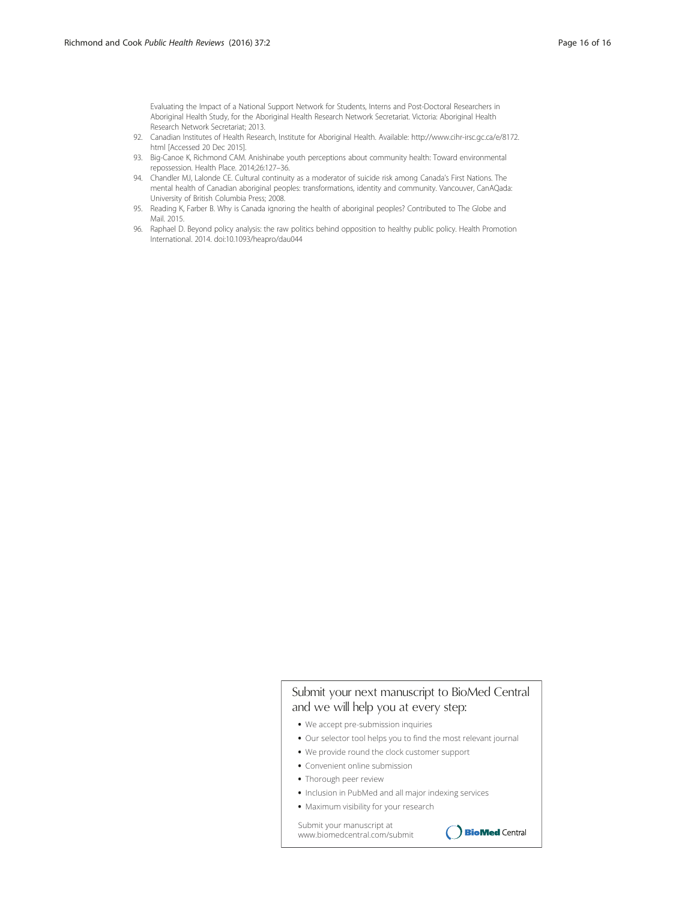Evaluating the Impact of a National Support Network for Students, Interns and Post-Doctoral Researchers in Aboriginal Health Study, for the Aboriginal Health Research Network Secretariat. Victoria: Aboriginal Health Research Network Secretariat; 2013.

92. Canadian Institutes of Health Research, Institute for Aboriginal Health. Available: http://www.cihr-irsc.gc.ca/e/8172.html [Accessed 20 Dec 2015].
93. Big-Canoe K, Richmond CAM. Anishinabe youth perceptions about community health: Toward environmental repossession. Health Place. 2014;26:127–36.
94. Chandler MJ, Lalonde CE. Cultural continuity as a moderator of suicide risk among Canada's First Nations. The mental health of Canadian aboriginal peoples: transformations, identity and community. Vancouver, CanAQada: University of British Columbia Press; 2008.
95. Reading K, Farber B. Why is Canada ignoring the health of aboriginal peoples? Contributed to The Globe and Mail. 2015.
96. Raphael D. Beyond policy analysis: the raw politics behind opposition to healthy public policy. Health Promotion International. 2014. doi:10.1093/heapro/dau044

Submit your next manuscript to BioMed Central and we will help you at every step:

- We accept pre-submission inquiries
- Our selector tool helps you to find the most relevant journal
- We provide round the clock customer support
- Convenient online submission
- Thorough peer review
- Inclusion in PubMed and all major indexing services
- Maximum visibility for your research

Submit your manuscript at www.biomedcentral.com/submit

BioMed Central